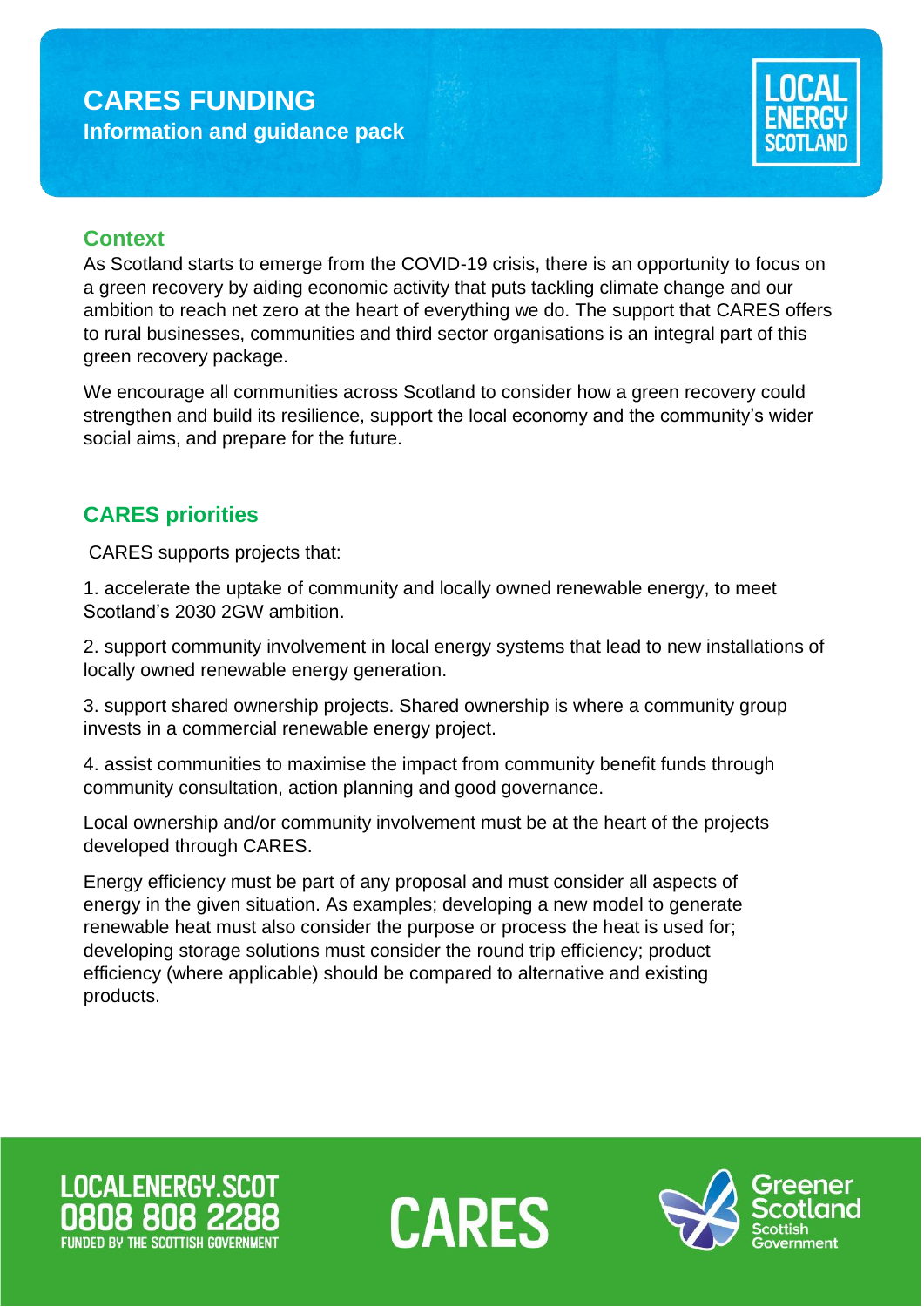# CARES FUNDING

**Information and guidance pack**

## Context

As Scotland starts to emerge from the COVID-19 crisis, there is an opportunity to focus on a green recovery by aiding economic activity that puts tackling climate change and our ambition to reach net zero at the heart of everything we do. The support that CARES offers to rural businesses, communities and third sector organisations is an integral part of this green recovery package.

We encourage all communities across Scotland to consider how a green recovery could strengthen and build its resilience, support the local economy and the community's wider social aims, and prepare for the future.

## CARES priorities

CARES supports projects that:

1. accelerate the uptake of community and locally owned renewable energy, to meet Scotland's 2030 2GW ambition.

2. support community involvement in local energy systems that lead to new installations of locally owned renewable energy generation.

3. support shared ownership projects. Shared ownership is where a community group invests in a commercial renewable energy project.

4. assist communities to maximise the impact from community benefit funds through community consultation, action planning and good governance.

Local ownership and/or community involvement must be at the heart of the projects developed through CARES.

Energy efficiency must be part of any proposal and must consider all aspects of energy in the given situation. As examples; developing a new model to generate renewable heat must also consider the purpose or process the heat is used for; developing storage solutions must consider the round trip efficiency; product efficiency (where applicable) should be compared to alternative and existing products.

LOCALENERGY.SCOT
0808 808 2288
FUNDED BY THE SCOTTISH GOVERNMENT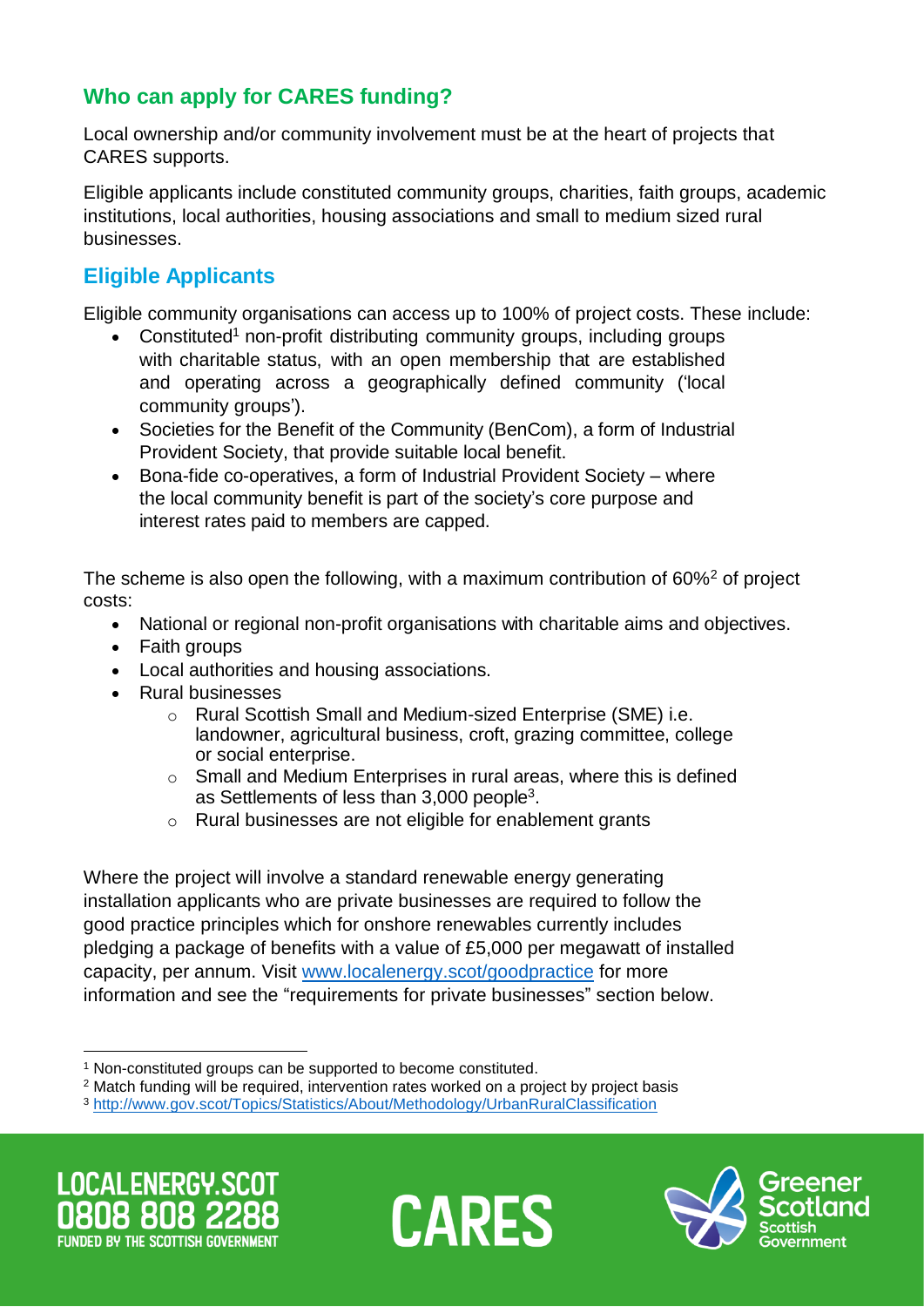## Who can apply for CARES funding?

Local ownership and/or community involvement must be at the heart of projects that CARES supports.

Eligible applicants include constituted community groups, charities, faith groups, academic institutions, local authorities, housing associations and small to medium sized rural businesses.

## Eligible Applicants

Eligible community organisations can access up to 100% of project costs. These include:

- Constituted[1] non-profit distributing community groups, including groups with charitable status, with an open membership that are established and operating across a geographically defined community ('local community groups').
- Societies for the Benefit of the Community (BenCom), a form of Industrial Provident Society, that provide suitable local benefit.
- Bona-fide co-operatives, a form of Industrial Provident Society – where the local community benefit is part of the society's core purpose and interest rates paid to members are capped.

The scheme is also open the following, with a maximum contribution of 60%[2] of project costs:

- National or regional non-profit organisations with charitable aims and objectives.
- Faith groups
- Local authorities and housing associations.
- Rural businesses
  - Rural Scottish Small and Medium-sized Enterprise (SME) i.e. landowner, agricultural business, croft, grazing committee, college or social enterprise.
  - Small and Medium Enterprises in rural areas, where this is defined as Settlements of less than 3,000 people[3].
  - Rural businesses are not eligible for enablement grants

Where the project will involve a standard renewable energy generating installation applicants who are private businesses are required to follow the good practice principles which for onshore renewables currently includes pledging a package of benefits with a value of £5,000 per megawatt of installed capacity, per annum. Visit www.localenergy.scot/goodpractice for more information and see the "requirements for private businesses" section below.

---

[1] Non-constituted groups can be supported to become constituted.

[2] Match funding will be required, intervention rates worked on a project by project basis

[3] http://www.gov.scot/Topics/Statistics/About/Methodology/UrbanRuralClassification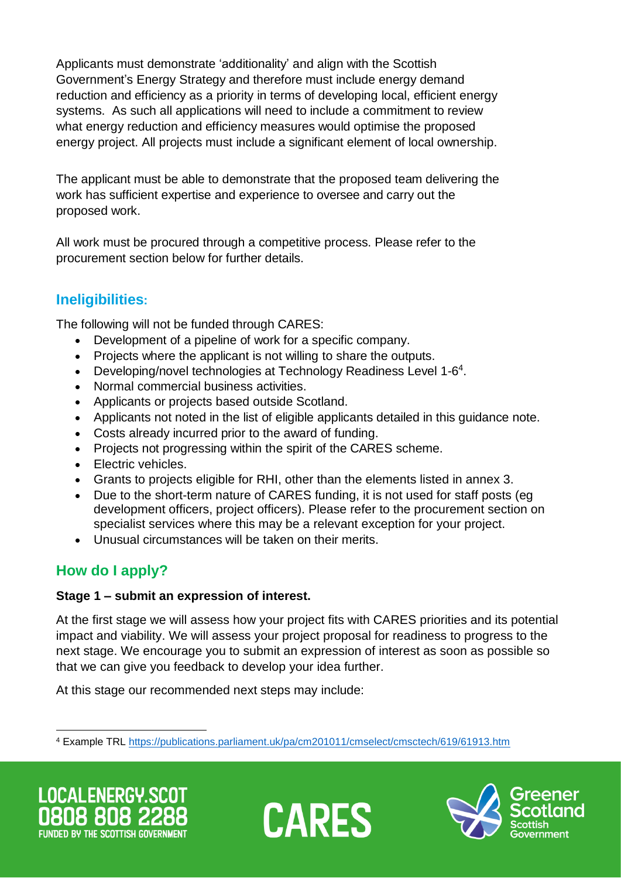Applicants must demonstrate 'additionality' and align with the Scottish Government's Energy Strategy and therefore must include energy demand reduction and efficiency as a priority in terms of developing local, efficient energy systems. As such all applications will need to include a commitment to review what energy reduction and efficiency measures would optimise the proposed energy project. All projects must include a significant element of local ownership.

The applicant must be able to demonstrate that the proposed team delivering the work has sufficient expertise and experience to oversee and carry out the proposed work.

All work must be procured through a competitive process. Please refer to the procurement section below for further details.

## Ineligibilities:

The following will not be funded through CARES:

- Development of a pipeline of work for a specific company.
- Projects where the applicant is not willing to share the outputs.
- Developing/novel technologies at Technology Readiness Level 1-6[4].
- Normal commercial business activities.
- Applicants or projects based outside Scotland.
- Applicants not noted in the list of eligible applicants detailed in this guidance note.
- Costs already incurred prior to the award of funding.
- Projects not progressing within the spirit of the CARES scheme.
- Electric vehicles.
- Grants to projects eligible for RHI, other than the elements listed in annex 3.
- Due to the short-term nature of CARES funding, it is not used for staff posts (eg development officers, project officers). Please refer to the procurement section on specialist services where this may be a relevant exception for your project.
- Unusual circumstances will be taken on their merits.

## How do I apply?

**Stage 1 – submit an expression of interest.**

At the first stage we will assess how your project fits with CARES priorities and its potential impact and viability. We will assess your project proposal for readiness to progress to the next stage. We encourage you to submit an expression of interest as soon as possible so that we can give you feedback to develop your idea further.

At this stage our recommended next steps may include:

---

[4] Example TRL https://publications.parliament.uk/pa/cm201011/cmselect/cmsctech/619/61913.htm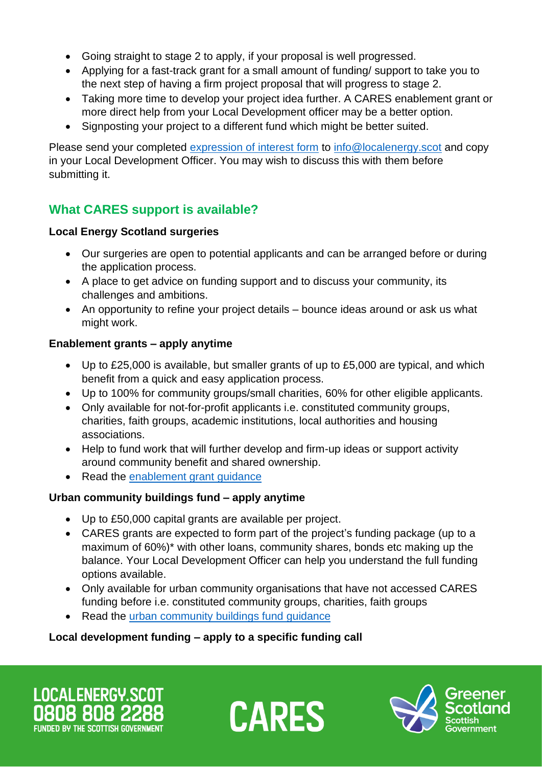- Going straight to stage 2 to apply, if your proposal is well progressed.
- Applying for a fast-track grant for a small amount of funding/ support to take you to the next step of having a firm project proposal that will progress to stage 2.
- Taking more time to develop your project idea further. A CARES enablement grant or more direct help from your Local Development officer may be a better option.
- Signposting your project to a different fund which might be better suited.

Please send your completed expression of interest form to info@localenergy.scot and copy in your Local Development Officer. You may wish to discuss this with them before submitting it.

## What CARES support is available?

**Local Energy Scotland surgeries**

- Our surgeries are open to potential applicants and can be arranged before or during the application process.
- A place to get advice on funding support and to discuss your community, its challenges and ambitions.
- An opportunity to refine your project details – bounce ideas around or ask us what might work.

**Enablement grants – apply anytime**

- Up to £25,000 is available, but smaller grants of up to £5,000 are typical, and which benefit from a quick and easy application process.
- Up to 100% for community groups/small charities, 60% for other eligible applicants.
- Only available for not-for-profit applicants i.e. constituted community groups, charities, faith groups, academic institutions, local authorities and housing associations.
- Help to fund work that will further develop and firm-up ideas or support activity around community benefit and shared ownership.
- Read the enablement grant guidance

**Urban community buildings fund – apply anytime**

- Up to £50,000 capital grants are available per project.
- CARES grants are expected to form part of the project's funding package (up to a maximum of 60%)* with other loans, community shares, bonds etc making up the balance. Your Local Development Officer can help you understand the full funding options available.
- Only available for urban community organisations that have not accessed CARES funding before i.e. constituted community groups, charities, faith groups
- Read the urban community buildings fund guidance

**Local development funding – apply to a specific funding call**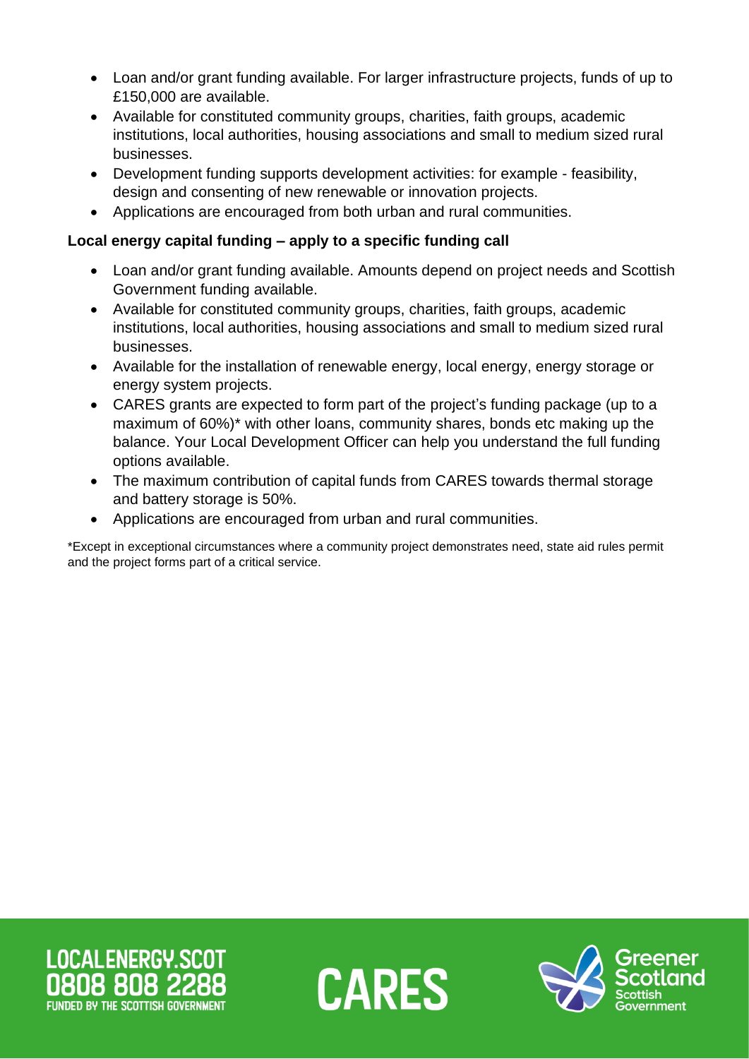- Loan and/or grant funding available. For larger infrastructure projects, funds of up to £150,000 are available.
- Available for constituted community groups, charities, faith groups, academic institutions, local authorities, housing associations and small to medium sized rural businesses.
- Development funding supports development activities: for example - feasibility, design and consenting of new renewable or innovation projects.
- Applications are encouraged from both urban and rural communities.

**Local energy capital funding – apply to a specific funding call**

- Loan and/or grant funding available. Amounts depend on project needs and Scottish Government funding available.
- Available for constituted community groups, charities, faith groups, academic institutions, local authorities, housing associations and small to medium sized rural businesses.
- Available for the installation of renewable energy, local energy, energy storage or energy system projects.
- CARES grants are expected to form part of the project's funding package (up to a maximum of 60%)* with other loans, community shares, bonds etc making up the balance. Your Local Development Officer can help you understand the full funding options available.
- The maximum contribution of capital funds from CARES towards thermal storage and battery storage is 50%.
- Applications are encouraged from urban and rural communities.

*Except in exceptional circumstances where a community project demonstrates need, state aid rules permit and the project forms part of a critical service.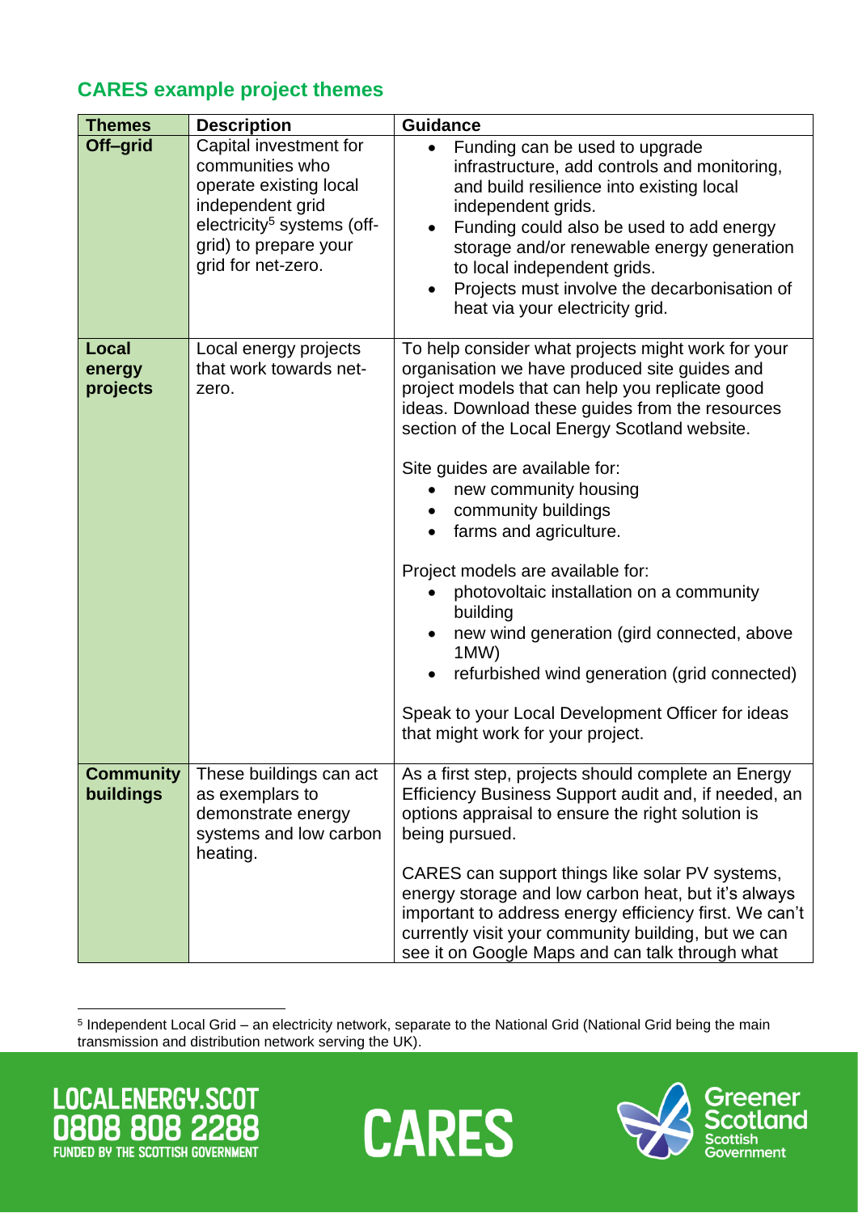## CARES example project themes

| Themes | Description | Guidance |
|---|---|---|
| **Off–grid** | Capital investment for communities who operate existing local independent grid electricity[5] systems (off-grid) to prepare your grid for net-zero. | • Funding can be used to upgrade infrastructure, add controls and monitoring, and build resilience into existing local independent grids.<br>• Funding could also be used to add energy storage and/or renewable energy generation to local independent grids.<br>• Projects must involve the decarbonisation of heat via your electricity grid. |
| **Local energy projects** | Local energy projects that work towards net-zero. | To help consider what projects might work for your organisation we have produced site guides and project models that can help you replicate good ideas. Download these guides from the resources section of the Local Energy Scotland website.<br><br>Site guides are available for:<br>• new community housing<br>• community buildings<br>• farms and agriculture.<br><br>Project models are available for:<br>• photovoltaic installation on a community building<br>• new wind generation (gird connected, above 1MW)<br>• refurbished wind generation (grid connected)<br><br>Speak to your Local Development Officer for ideas that might work for your project. |
| **Community buildings** | These buildings can act as exemplars to demonstrate energy systems and low carbon heating. | As a first step, projects should complete an Energy Efficiency Business Support audit and, if needed, an options appraisal to ensure the right solution is being pursued.<br><br>CARES can support things like solar PV systems, energy storage and low carbon heat, but it's always important to address energy efficiency first. We can't currently visit your community building, but we can see it on Google Maps and can talk through what |

[5] Independent Local Grid – an electricity network, separate to the National Grid (National Grid being the main transmission and distribution network serving the UK).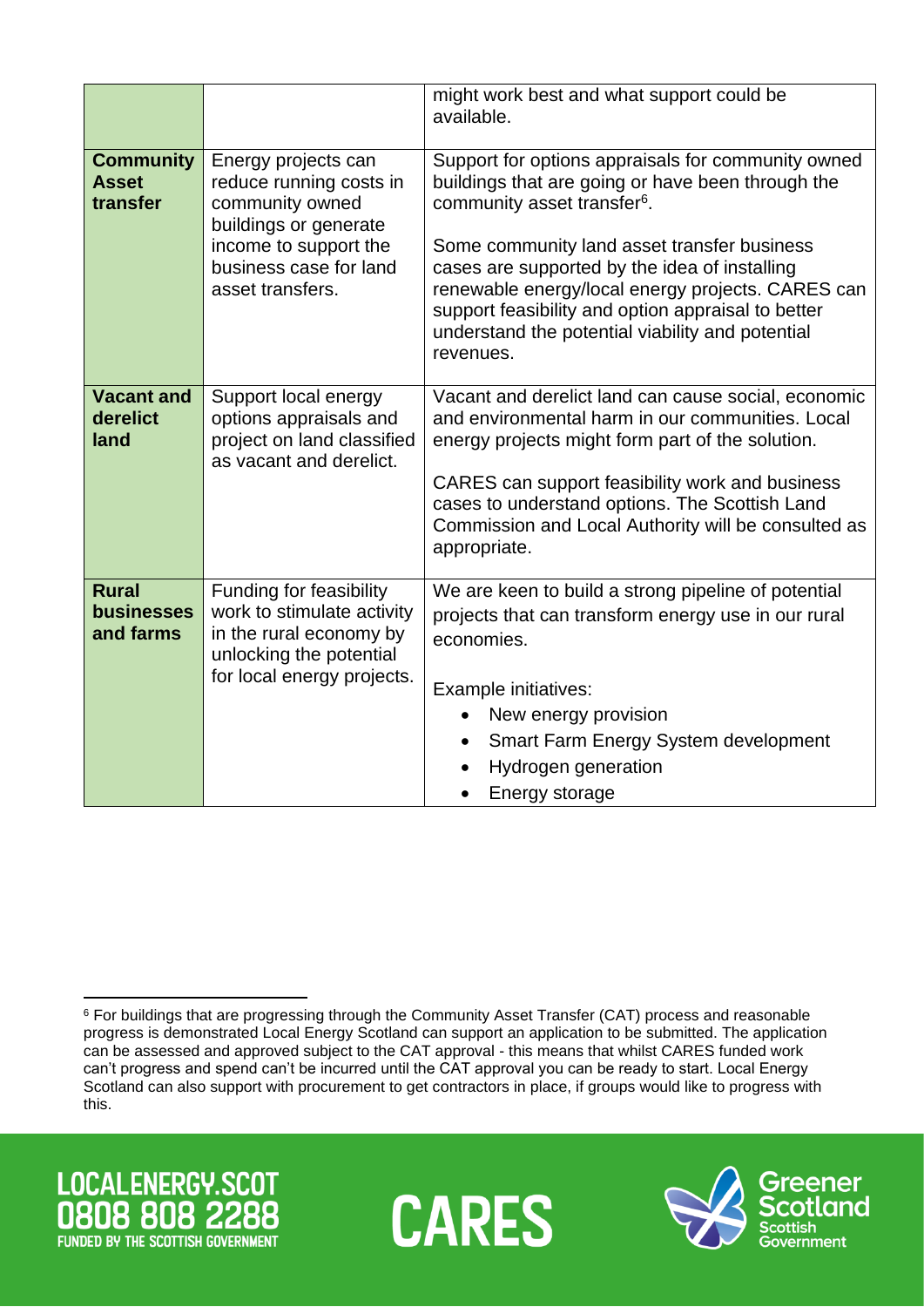| | | |
|---|---|---|
| | | might work best and what support could be available. |
| **Community Asset transfer** | Energy projects can reduce running costs in community owned buildings or generate income to support the business case for land asset transfers. | Support for options appraisals for community owned buildings that are going or have been through the community asset transfer[6].<br><br>Some community land asset transfer business cases are supported by the idea of installing renewable energy/local energy projects. CARES can support feasibility and option appraisal to better understand the potential viability and potential revenues. |
| **Vacant and derelict land** | Support local energy options appraisals and project on land classified as vacant and derelict. | Vacant and derelict land can cause social, economic and environmental harm in our communities. Local energy projects might form part of the solution.<br><br>CARES can support feasibility work and business cases to understand options. The Scottish Land Commission and Local Authority will be consulted as appropriate. |
| **Rural businesses and farms** | Funding for feasibility work to stimulate activity in the rural economy by unlocking the potential for local energy projects. | We are keen to build a strong pipeline of potential projects that can transform energy use in our rural economies.<br><br>Example initiatives:<br>• New energy provision<br>• Smart Farm Energy System development<br>• Hydrogen generation<br>• Energy storage |

[6] For buildings that are progressing through the Community Asset Transfer (CAT) process and reasonable progress is demonstrated Local Energy Scotland can support an application to be submitted. The application can be assessed and approved subject to the CAT approval - this means that whilst CARES funded work can't progress and spend can't be incurred until the CAT approval you can be ready to start. Local Energy Scotland can also support with procurement to get contractors in place, if groups would like to progress with this.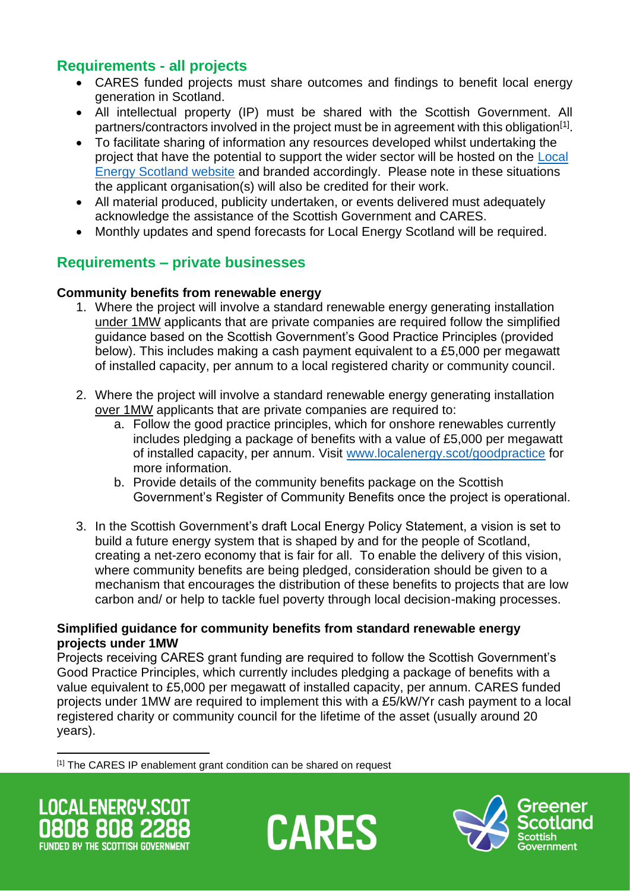## Requirements - all projects

- CARES funded projects must share outcomes and findings to benefit local energy generation in Scotland.
- All intellectual property (IP) must be shared with the Scottish Government. All partners/contractors involved in the project must be in agreement with this obligation[1].
- To facilitate sharing of information any resources developed whilst undertaking the project that have the potential to support the wider sector will be hosted on the Local Energy Scotland website and branded accordingly. Please note in these situations the applicant organisation(s) will also be credited for their work.
- All material produced, publicity undertaken, or events delivered must adequately acknowledge the assistance of the Scottish Government and CARES.
- Monthly updates and spend forecasts for Local Energy Scotland will be required.

## Requirements – private businesses

**Community benefits from renewable energy**

1. Where the project will involve a standard renewable energy generating installation under 1MW applicants that are private companies are required follow the simplified guidance based on the Scottish Government's Good Practice Principles (provided below). This includes making a cash payment equivalent to a £5,000 per megawatt of installed capacity, per annum to a local registered charity or community council.

2. Where the project will involve a standard renewable energy generating installation over 1MW applicants that are private companies are required to:
   a. Follow the good practice principles, which for onshore renewables currently includes pledging a package of benefits with a value of £5,000 per megawatt of installed capacity, per annum. Visit www.localenergy.scot/goodpractice for more information.
   b. Provide details of the community benefits package on the Scottish Government's Register of Community Benefits once the project is operational.

3. In the Scottish Government's draft Local Energy Policy Statement, a vision is set to build a future energy system that is shaped by and for the people of Scotland, creating a net-zero economy that is fair for all. To enable the delivery of this vision, where community benefits are being pledged, consideration should be given to a mechanism that encourages the distribution of these benefits to projects that are low carbon and/ or help to tackle fuel poverty through local decision-making processes.

**Simplified guidance for community benefits from standard renewable energy projects under 1MW**

Projects receiving CARES grant funding are required to follow the Scottish Government's Good Practice Principles, which currently includes pledging a package of benefits with a value equivalent to £5,000 per megawatt of installed capacity, per annum. CARES funded projects under 1MW are required to implement this with a £5/kW/Yr cash payment to a local registered charity or community council for the lifetime of the asset (usually around 20 years).

[1] The CARES IP enablement grant condition can be shared on request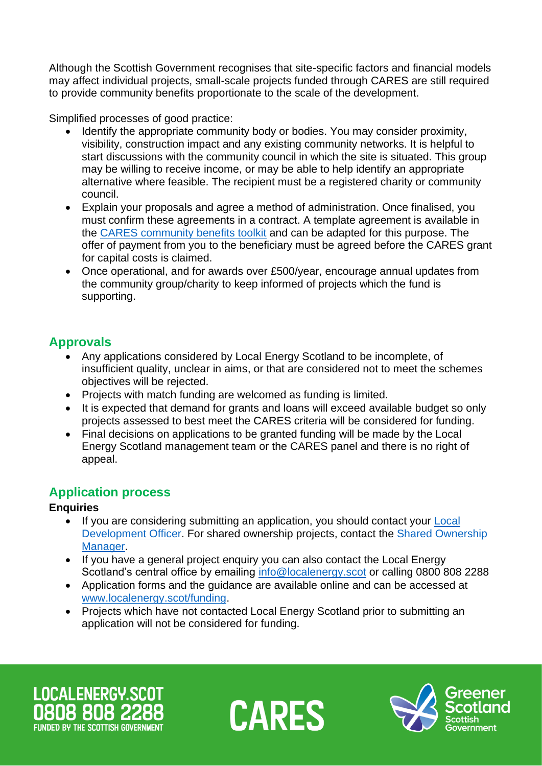Although the Scottish Government recognises that site-specific factors and financial models may affect individual projects, small-scale projects funded through CARES are still required to provide community benefits proportionate to the scale of the development.

Simplified processes of good practice:

- Identify the appropriate community body or bodies. You may consider proximity, visibility, construction impact and any existing community networks. It is helpful to start discussions with the community council in which the site is situated. This group may be willing to receive income, or may be able to help identify an appropriate alternative where feasible. The recipient must be a registered charity or community council.
- Explain your proposals and agree a method of administration. Once finalised, you must confirm these agreements in a contract. A template agreement is available in the CARES community benefits toolkit and can be adapted for this purpose. The offer of payment from you to the beneficiary must be agreed before the CARES grant for capital costs is claimed.
- Once operational, and for awards over £500/year, encourage annual updates from the community group/charity to keep informed of projects which the fund is supporting.

## Approvals

- Any applications considered by Local Energy Scotland to be incomplete, of insufficient quality, unclear in aims, or that are considered not to meet the schemes objectives will be rejected.
- Projects with match funding are welcomed as funding is limited.
- It is expected that demand for grants and loans will exceed available budget so only projects assessed to best meet the CARES criteria will be considered for funding.
- Final decisions on applications to be granted funding will be made by the Local Energy Scotland management team or the CARES panel and there is no right of appeal.

## Application process

**Enquiries**

- If you are considering submitting an application, you should contact your Local Development Officer. For shared ownership projects, contact the Shared Ownership Manager.
- If you have a general project enquiry you can also contact the Local Energy Scotland's central office by emailing info@localenergy.scot or calling 0800 808 2288
- Application forms and the guidance are available online and can be accessed at www.localenergy.scot/funding.
- Projects which have not contacted Local Energy Scotland prior to submitting an application will not be considered for funding.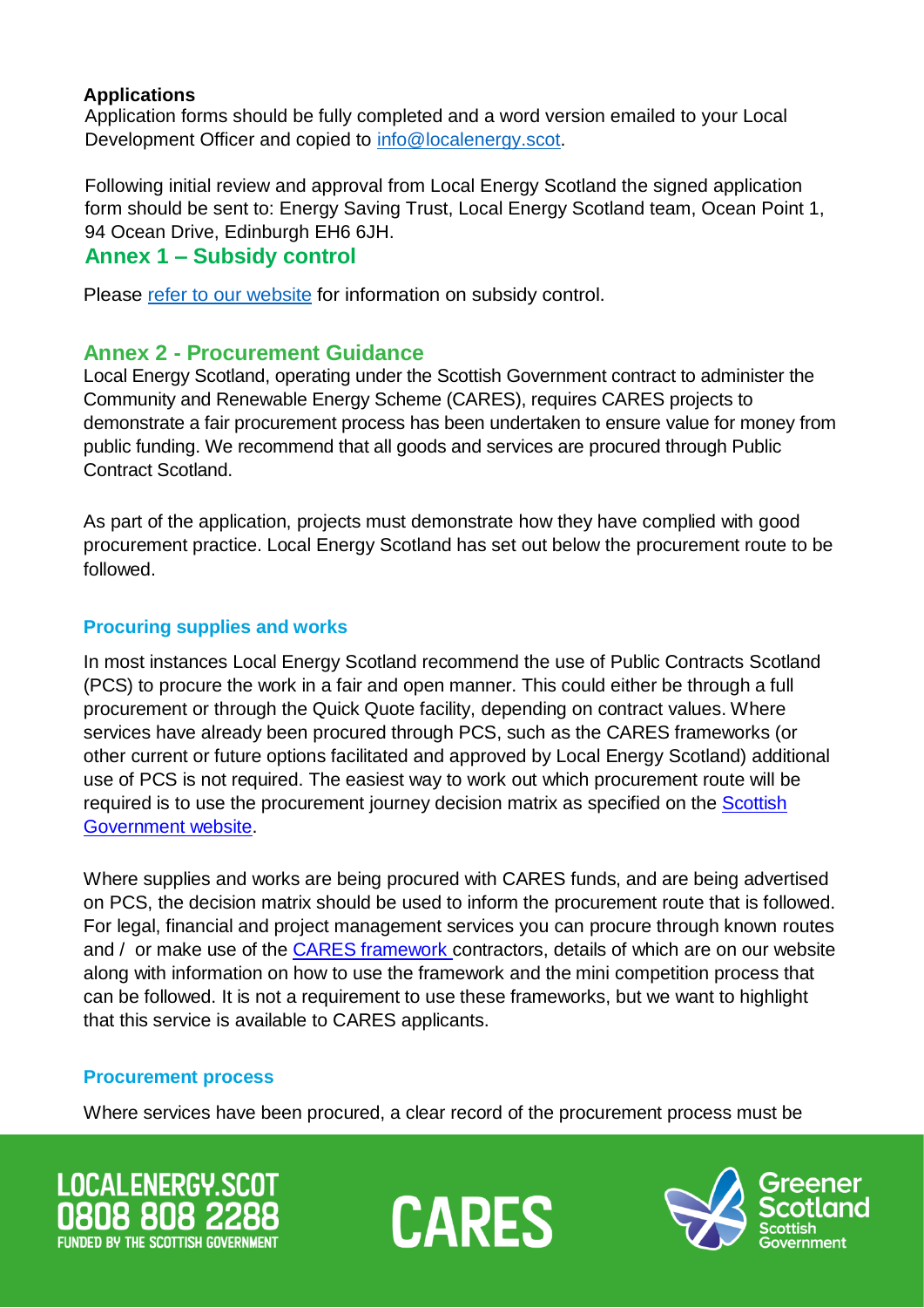**Applications**

Application forms should be fully completed and a word version emailed to your Local Development Officer and copied to info@localenergy.scot.

Following initial review and approval from Local Energy Scotland the signed application form should be sent to: Energy Saving Trust, Local Energy Scotland team, Ocean Point 1, 94 Ocean Drive, Edinburgh EH6 6JH.

## Annex 1 – Subsidy control

Please refer to our website for information on subsidy control.

## Annex 2 - Procurement Guidance

Local Energy Scotland, operating under the Scottish Government contract to administer the Community and Renewable Energy Scheme (CARES), requires CARES projects to demonstrate a fair procurement process has been undertaken to ensure value for money from public funding. We recommend that all goods and services are procured through Public Contract Scotland.

As part of the application, projects must demonstrate how they have complied with good procurement practice. Local Energy Scotland has set out below the procurement route to be followed.

### Procuring supplies and works

In most instances Local Energy Scotland recommend the use of Public Contracts Scotland (PCS) to procure the work in a fair and open manner. This could either be through a full procurement or through the Quick Quote facility, depending on contract values. Where services have already been procured through PCS, such as the CARES frameworks (or other current or future options facilitated and approved by Local Energy Scotland) additional use of PCS is not required. The easiest way to work out which procurement route will be required is to use the procurement journey decision matrix as specified on the Scottish Government website.

Where supplies and works are being procured with CARES funds, and are being advertised on PCS, the decision matrix should be used to inform the procurement route that is followed. For legal, financial and project management services you can procure through known routes and / or make use of the CARES framework contractors, details of which are on our website along with information on how to use the framework and the mini competition process that can be followed. It is not a requirement to use these frameworks, but we want to highlight that this service is available to CARES applicants.

### Procurement process

Where services have been procured, a clear record of the procurement process must be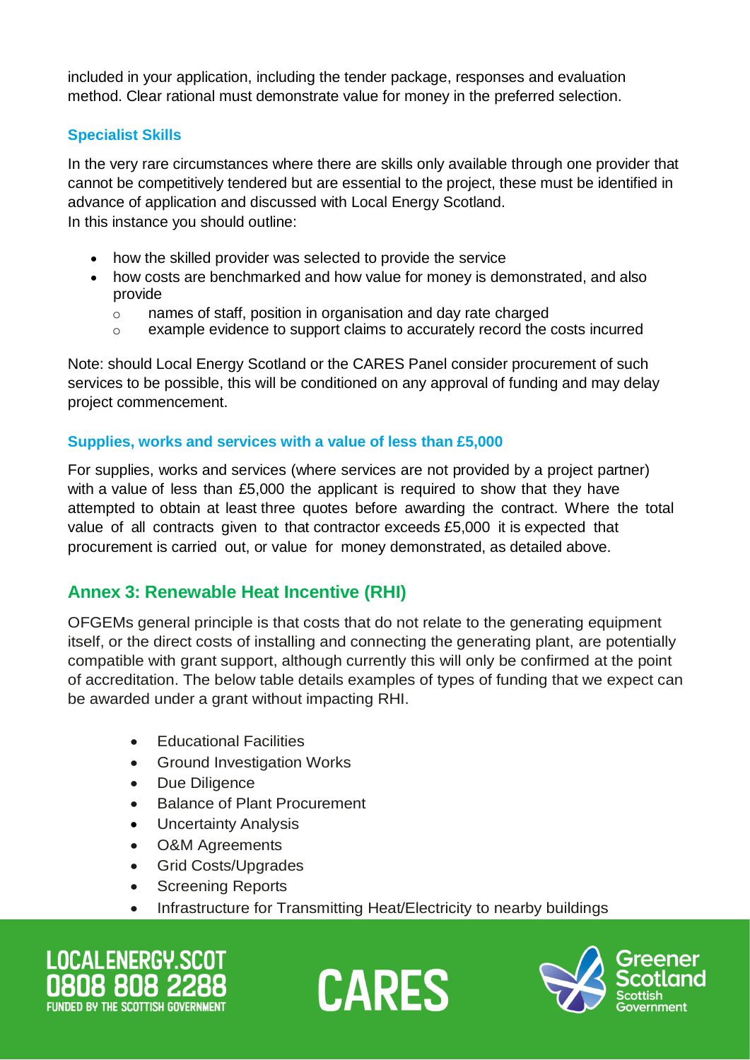included in your application, including the tender package, responses and evaluation method. Clear rational must demonstrate value for money in the preferred selection.

### Specialist Skills

In the very rare circumstances where there are skills only available through one provider that cannot be competitively tendered but are essential to the project, these must be identified in advance of application and discussed with Local Energy Scotland.
In this instance you should outline:

- how the skilled provider was selected to provide the service
- how costs are benchmarked and how value for money is demonstrated, and also provide
  - names of staff, position in organisation and day rate charged
  - example evidence to support claims to accurately record the costs incurred

Note: should Local Energy Scotland or the CARES Panel consider procurement of such services to be possible, this will be conditioned on any approval of funding and may delay project commencement.

### Supplies, works and services with a value of less than £5,000

For supplies, works and services (where services are not provided by a project partner) with a value of less than £5,000 the applicant is required to show that they have attempted to obtain at least three quotes before awarding the contract. Where the total value of all contracts given to that contractor exceeds £5,000 it is expected that procurement is carried out, or value for money demonstrated, as detailed above.

## Annex 3: Renewable Heat Incentive (RHI)

OFGEMs general principle is that costs that do not relate to the generating equipment itself, or the direct costs of installing and connecting the generating plant, are potentially compatible with grant support, although currently this will only be confirmed at the point of accreditation. The below table details examples of types of funding that we expect can be awarded under a grant without impacting RHI.

- Educational Facilities
- Ground Investigation Works
- Due Diligence
- Balance of Plant Procurement
- Uncertainty Analysis
- O&M Agreements
- Grid Costs/Upgrades
- Screening Reports
- Infrastructure for Transmitting Heat/Electricity to nearby buildings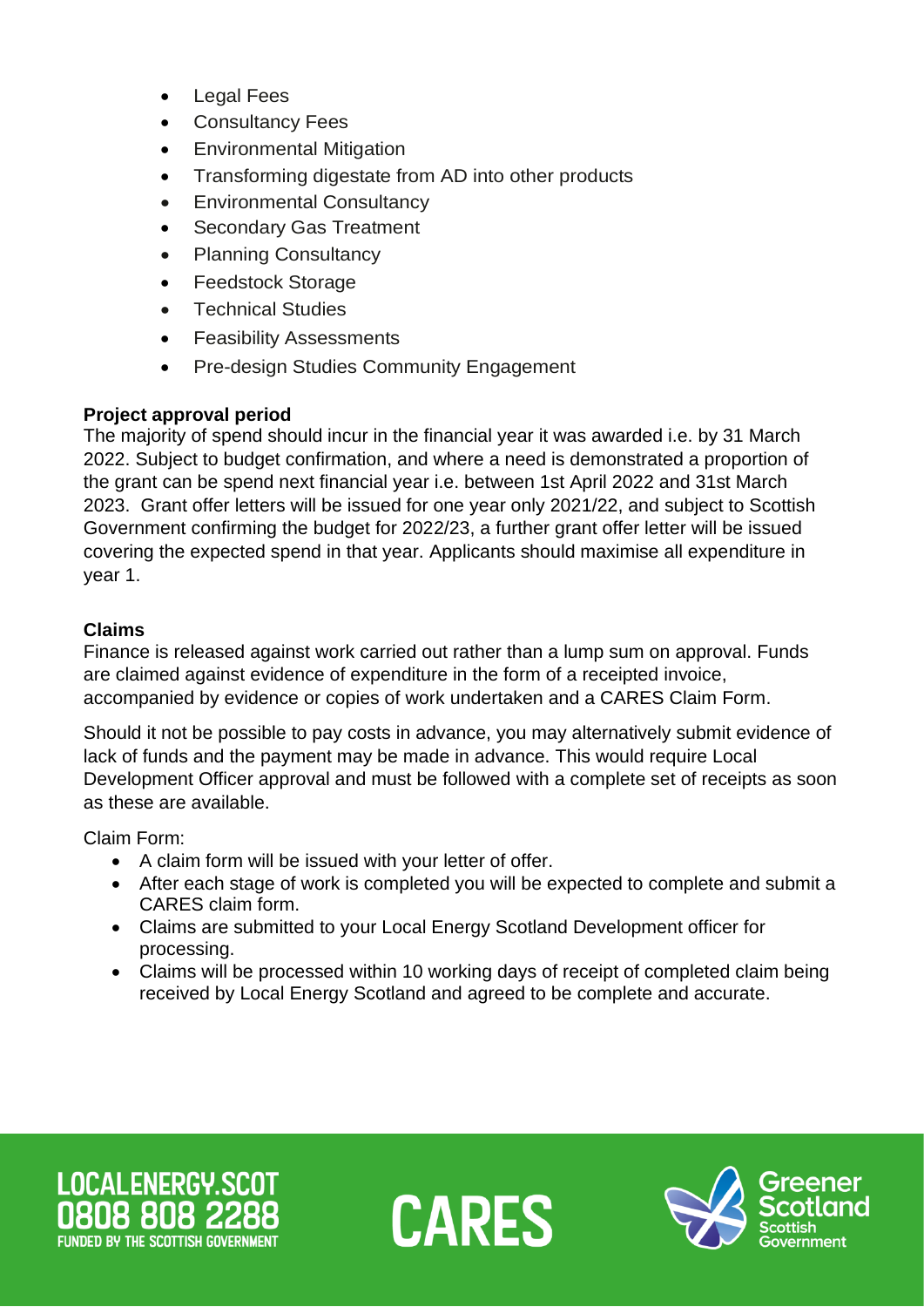- Legal Fees
- Consultancy Fees
- Environmental Mitigation
- Transforming digestate from AD into other products
- Environmental Consultancy
- Secondary Gas Treatment
- Planning Consultancy
- Feedstock Storage
- Technical Studies
- Feasibility Assessments
- Pre-design Studies Community Engagement

**Project approval period**

The majority of spend should incur in the financial year it was awarded i.e. by 31 March 2022. Subject to budget confirmation, and where a need is demonstrated a proportion of the grant can be spend next financial year i.e. between 1st April 2022 and 31st March 2023. Grant offer letters will be issued for one year only 2021/22, and subject to Scottish Government confirming the budget for 2022/23, a further grant offer letter will be issued covering the expected spend in that year. Applicants should maximise all expenditure in year 1.

**Claims**

Finance is released against work carried out rather than a lump sum on approval. Funds are claimed against evidence of expenditure in the form of a receipted invoice, accompanied by evidence or copies of work undertaken and a CARES Claim Form.

Should it not be possible to pay costs in advance, you may alternatively submit evidence of lack of funds and the payment may be made in advance. This would require Local Development Officer approval and must be followed with a complete set of receipts as soon as these are available.

Claim Form:

- A claim form will be issued with your letter of offer.
- After each stage of work is completed you will be expected to complete and submit a CARES claim form.
- Claims are submitted to your Local Energy Scotland Development officer for processing.
- Claims will be processed within 10 working days of receipt of completed claim being received by Local Energy Scotland and agreed to be complete and accurate.